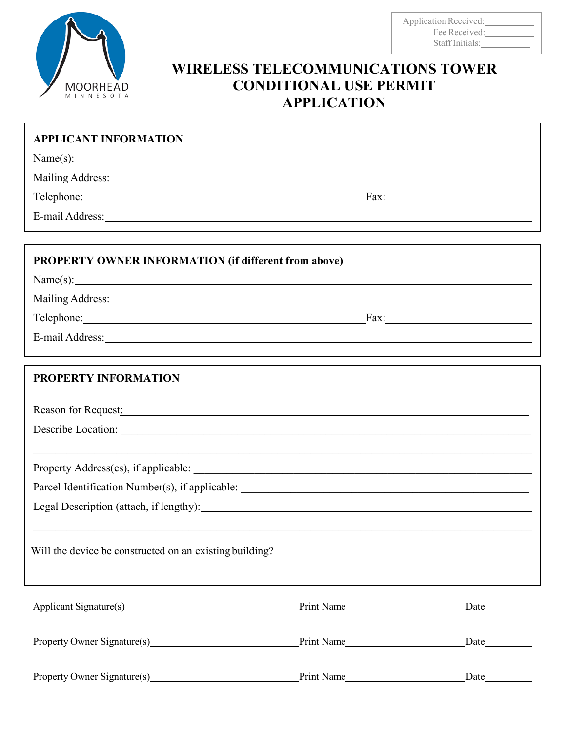MOORHEAD
MINNESOTA

Application Received:\_\_\_\_\_\_\_\_\_\_
Fee Received:\_\_\_\_\_\_\_\_\_\_
Staff Initials:\_\_\_\_\_\_\_\_\_\_

# WIRELESS TELECOMMUNICATIONS TOWER CONDITIONAL USE PERMIT APPLICATION

**APPLICANT INFORMATION**

Name(s):

Mailing Address:

Telephone: Fax:

E-mail Address:

**PROPERTY OWNER INFORMATION (if different from above)**

Name(s):

Mailing Address:

Telephone: Fax:

E-mail Address:

**PROPERTY INFORMATION**

Reason for Request:

Describe Location:

Property Address(es), if applicable:

Parcel Identification Number(s), if applicable:

Legal Description (attach, if lengthy):

Will the device be constructed on an existing building?

Applicant Signature(s) Print Name Date

Property Owner Signature(s) Print Name Date

Property Owner Signature(s) Print Name Date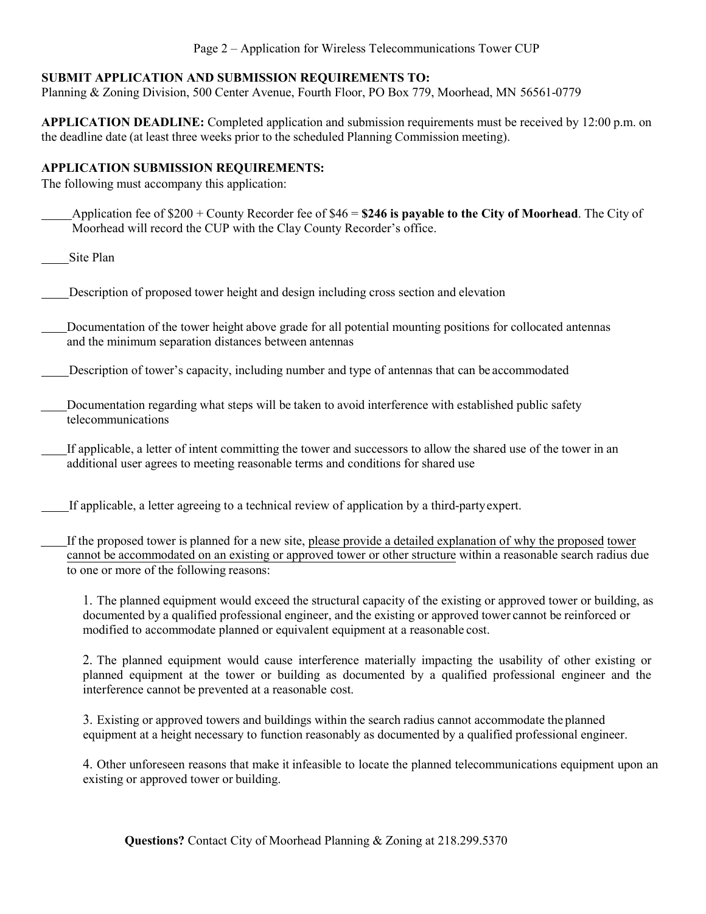**SUBMIT APPLICATION AND SUBMISSION REQUIREMENTS TO:**
Planning & Zoning Division, 500 Center Avenue, Fourth Floor, PO Box 779, Moorhead, MN 56561-0779

**APPLICATION DEADLINE:** Completed application and submission requirements must be received by 12:00 p.m. on the deadline date (at least three weeks prior to the scheduled Planning Commission meeting).

**APPLICATION SUBMISSION REQUIREMENTS:**
The following must accompany this application:

_____ Application fee of $200 + County Recorder fee of $46 = **$246 is payable to the City of Moorhead**. The City of Moorhead will record the CUP with the Clay County Recorder's office.

_____ Site Plan

_____ Description of proposed tower height and design including cross section and elevation

_____ Documentation of the tower height above grade for all potential mounting positions for collocated antennas and the minimum separation distances between antennas

_____ Description of tower's capacity, including number and type of antennas that can be accommodated

_____ Documentation regarding what steps will be taken to avoid interference with established public safety telecommunications

_____ If applicable, a letter of intent committing the tower and successors to allow the shared use of the tower in an additional user agrees to meeting reasonable terms and conditions for shared use

_____ If applicable, a letter agreeing to a technical review of application by a third-party expert.

_____ If the proposed tower is planned for a new site, <u>please provide a detailed explanation of why the proposed tower cannot be accommodated on an existing or approved tower or other structure</u> within a reasonable search radius due to one or more of the following reasons:

1. The planned equipment would exceed the structural capacity of the existing or approved tower or building, as documented by a qualified professional engineer, and the existing or approved tower cannot be reinforced or modified to accommodate planned or equivalent equipment at a reasonable cost.

2. The planned equipment would cause interference materially impacting the usability of other existing or planned equipment at the tower or building as documented by a qualified professional engineer and the interference cannot be prevented at a reasonable cost.

3. Existing or approved towers and buildings within the search radius cannot accommodate the planned equipment at a height necessary to function reasonably as documented by a qualified professional engineer.

4. Other unforeseen reasons that make it infeasible to locate the planned telecommunications equipment upon an existing or approved tower or building.

**Questions?** Contact City of Moorhead Planning & Zoning at 218.299.5370